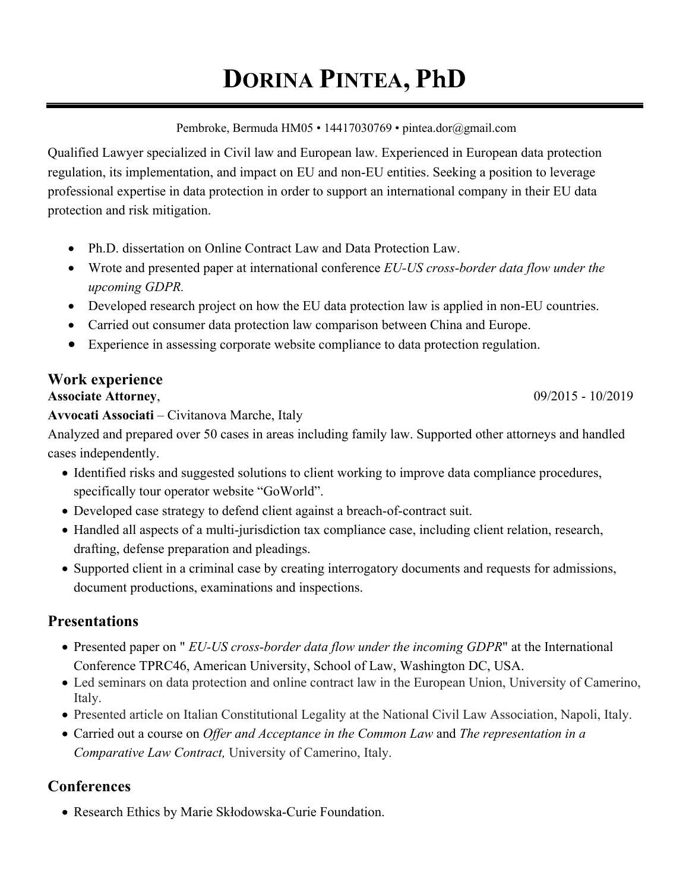# DORINA PINTEA, PhD

Pembroke, Bermuda HM05 • 14417030769 • pintea.dor@gmail.com

Qualified Lawyer specialized in Civil law and European law. Experienced in European data protection regulation, its implementation, and impact on EU and non-EU entities. Seeking a position to leverage professional expertise in data protection in order to support an international company in their EU data protection and risk mitigation.

- Ph.D. dissertation on Online Contract Law and Data Protection Law.
- Wrote and presented paper at international conference *EU-US cross-border data flow under the upcoming GDPR.*
- Developed research project on how the EU data protection law is applied in non-EU countries.
- Carried out consumer data protection law comparison between China and Europe.
- Experience in assessing corporate website compliance to data protection regulation.

## Work experience

**Associate Attorney**, 09/2015 - 10/2019

**Avvocati Associati** – Civitanova Marche, Italy

Analyzed and prepared over 50 cases in areas including family law. Supported other attorneys and handled cases independently.

- Identified risks and suggested solutions to client working to improve data compliance procedures, specifically tour operator website "GoWorld".
- Developed case strategy to defend client against a breach-of-contract suit.
- Handled all aspects of a multi-jurisdiction tax compliance case, including client relation, research, drafting, defense preparation and pleadings.
- Supported client in a criminal case by creating interrogatory documents and requests for admissions, document productions, examinations and inspections.

## Presentations

- Presented paper on " *EU-US cross-border data flow under the incoming GDPR*" at the International Conference TPRC46, American University, School of Law, Washington DC, USA.
- Led seminars on data protection and online contract law in the European Union, University of Camerino, Italy.
- Presented article on Italian Constitutional Legality at the National Civil Law Association, Napoli, Italy.
- Carried out a course on *Offer and Acceptance in the Common Law* and *The representation in a Comparative Law Contract,* University of Camerino, Italy.

## Conferences

- Research Ethics by Marie Skłodowska-Curie Foundation.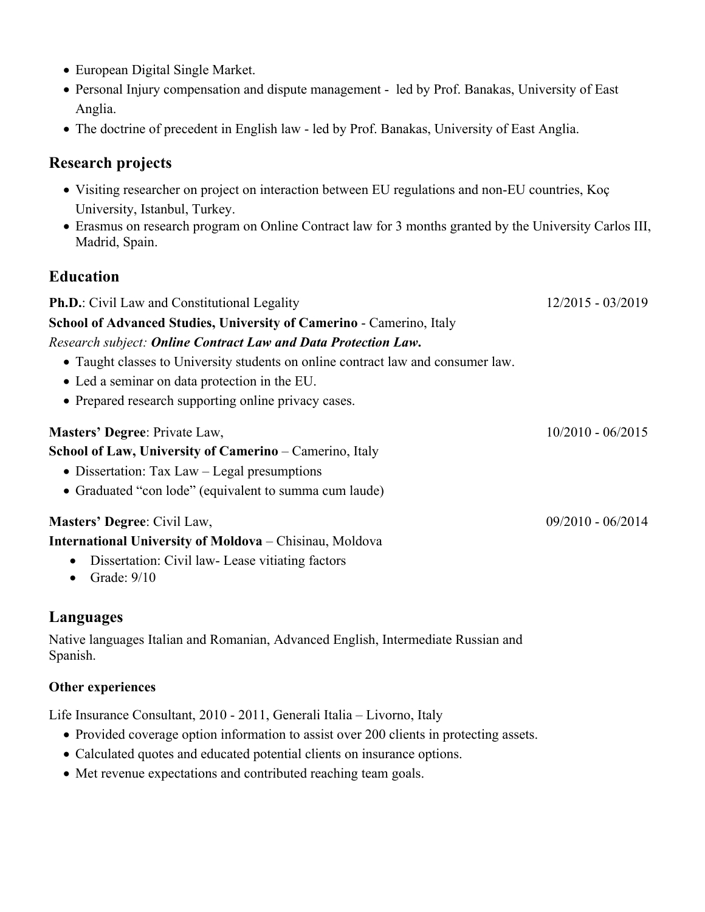- European Digital Single Market.
- Personal Injury compensation and dispute management - led by Prof. Banakas, University of East Anglia.
- The doctrine of precedent in English law - led by Prof. Banakas, University of East Anglia.

## Research projects

- Visiting researcher on project on interaction between EU regulations and non-EU countries, Koç University, Istanbul, Turkey.
- Erasmus on research program on Online Contract law for 3 months granted by the University Carlos III, Madrid, Spain.

## Education

**Ph.D.**: Civil Law and Constitutional Legality 12/2015 - 03/2019
**School of Advanced Studies, University of Camerino** - Camerino, Italy
*Research subject: **Online Contract Law and Data Protection Law.***

- Taught classes to University students on online contract law and consumer law.
- Led a seminar on data protection in the EU.
- Prepared research supporting online privacy cases.

**Masters' Degree**: Private Law, 10/2010 - 06/2015
**School of Law, University of Camerino** – Camerino, Italy

- Dissertation: Tax Law – Legal presumptions
- Graduated "con lode" (equivalent to summa cum laude)

**Masters' Degree**: Civil Law, 09/2010 - 06/2014
**International University of Moldova** – Chisinau, Moldova

- Dissertation: Civil law- Lease vitiating factors
- Grade: 9/10

## Languages

Native languages Italian and Romanian, Advanced English, Intermediate Russian and Spanish.

#### Other experiences

Life Insurance Consultant, 2010 - 2011, Generali Italia – Livorno, Italy

- Provided coverage option information to assist over 200 clients in protecting assets.
- Calculated quotes and educated potential clients on insurance options.
- Met revenue expectations and contributed reaching team goals.